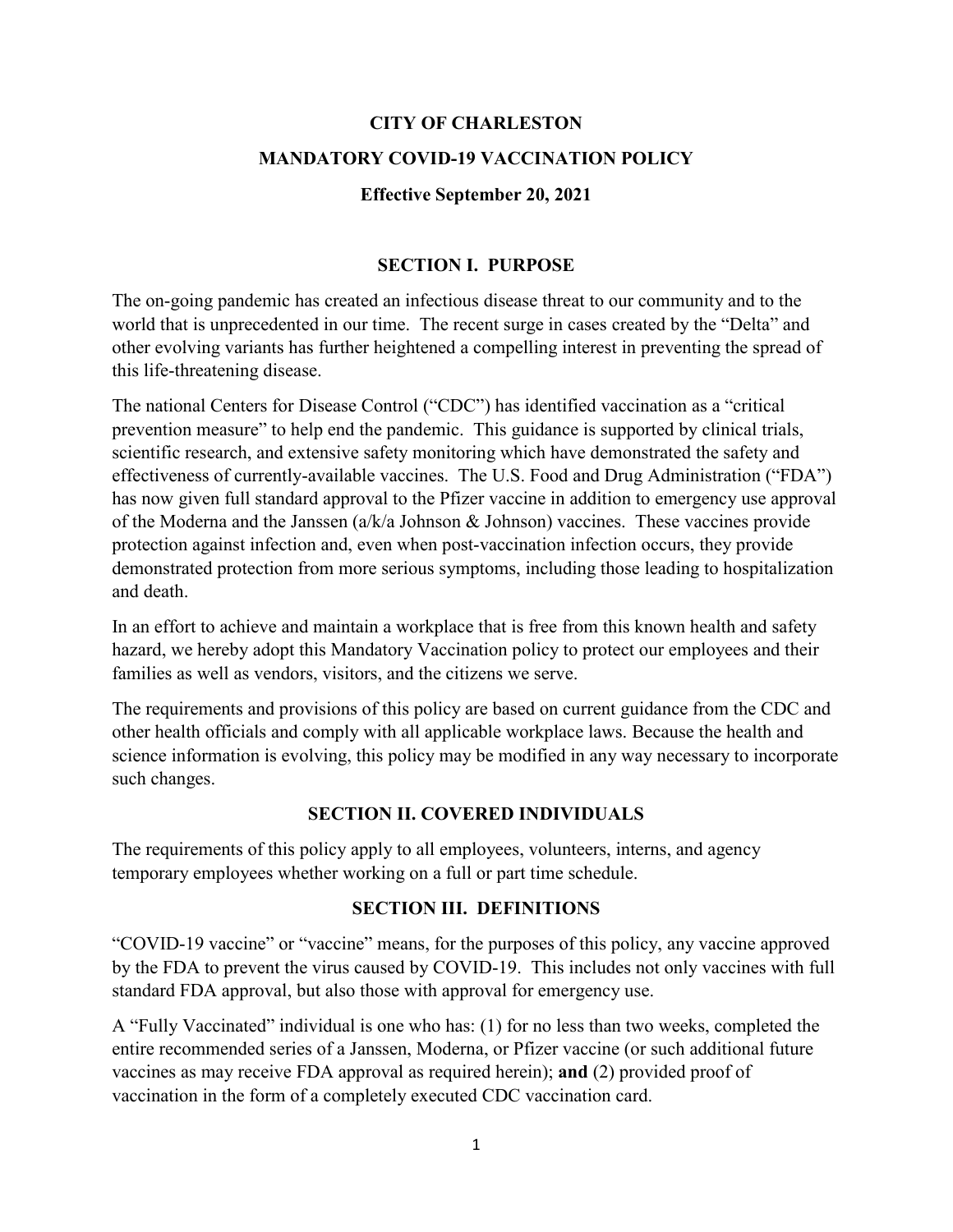# CITY OF CHARLESTON

# MANDATORY COVID-19 VACCINATION POLICY

**Effective September 20, 2021**

## SECTION I. PURPOSE

The on-going pandemic has created an infectious disease threat to our community and to the world that is unprecedented in our time. The recent surge in cases created by the "Delta" and other evolving variants has further heightened a compelling interest in preventing the spread of this life-threatening disease.

The national Centers for Disease Control ("CDC") has identified vaccination as a "critical prevention measure" to help end the pandemic. This guidance is supported by clinical trials, scientific research, and extensive safety monitoring which have demonstrated the safety and effectiveness of currently-available vaccines. The U.S. Food and Drug Administration ("FDA") has now given full standard approval to the Pfizer vaccine in addition to emergency use approval of the Moderna and the Janssen (a/k/a Johnson & Johnson) vaccines. These vaccines provide protection against infection and, even when post-vaccination infection occurs, they provide demonstrated protection from more serious symptoms, including those leading to hospitalization and death.

In an effort to achieve and maintain a workplace that is free from this known health and safety hazard, we hereby adopt this Mandatory Vaccination policy to protect our employees and their families as well as vendors, visitors, and the citizens we serve.

The requirements and provisions of this policy are based on current guidance from the CDC and other health officials and comply with all applicable workplace laws. Because the health and science information is evolving, this policy may be modified in any way necessary to incorporate such changes.

## SECTION II. COVERED INDIVIDUALS

The requirements of this policy apply to all employees, volunteers, interns, and agency temporary employees whether working on a full or part time schedule.

## SECTION III. DEFINITIONS

"COVID-19 vaccine" or "vaccine" means, for the purposes of this policy, any vaccine approved by the FDA to prevent the virus caused by COVID-19. This includes not only vaccines with full standard FDA approval, but also those with approval for emergency use.

A "Fully Vaccinated" individual is one who has: (1) for no less than two weeks, completed the entire recommended series of a Janssen, Moderna, or Pfizer vaccine (or such additional future vaccines as may receive FDA approval as required herein); **and** (2) provided proof of vaccination in the form of a completely executed CDC vaccination card.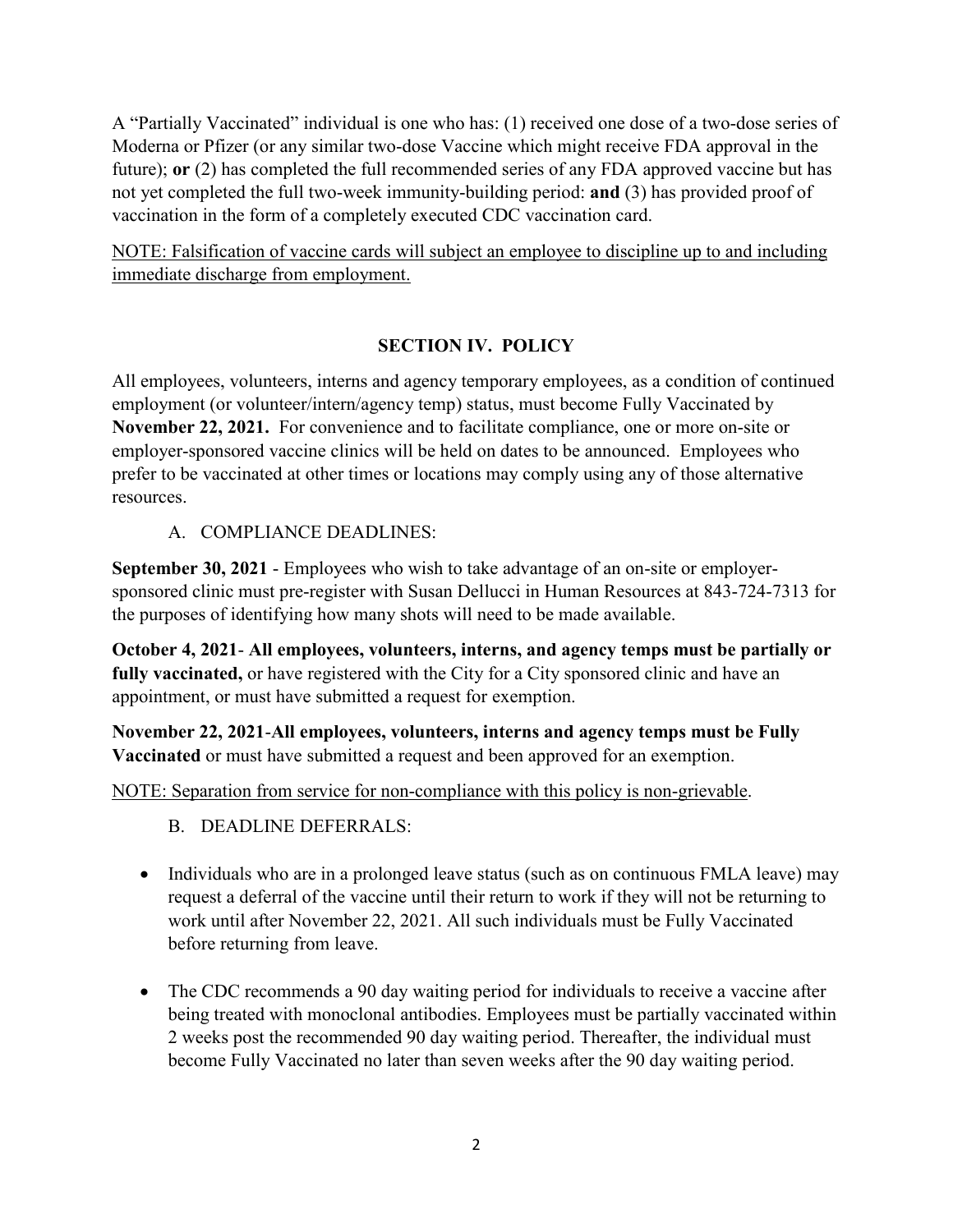A "Partially Vaccinated" individual is one who has: (1) received one dose of a two-dose series of Moderna or Pfizer (or any similar two-dose Vaccine which might receive FDA approval in the future); **or** (2) has completed the full recommended series of any FDA approved vaccine but has not yet completed the full two-week immunity-building period: **and** (3) has provided proof of vaccination in the form of a completely executed CDC vaccination card.

<u>NOTE: Falsification of vaccine cards will subject an employee to discipline up to and including immediate discharge from employment.</u>

## SECTION IV. POLICY

All employees, volunteers, interns and agency temporary employees, as a condition of continued employment (or volunteer/intern/agency temp) status, must become Fully Vaccinated by **November 22, 2021.** For convenience and to facilitate compliance, one or more on-site or employer-sponsored vaccine clinics will be held on dates to be announced. Employees who prefer to be vaccinated at other times or locations may comply using any of those alternative resources.

A. COMPLIANCE DEADLINES:

**September 30, 2021** - Employees who wish to take advantage of an on-site or employer-sponsored clinic must pre-register with Susan Dellucci in Human Resources at 843-724-7313 for the purposes of identifying how many shots will need to be made available.

**October 4, 2021**- **All employees, volunteers, interns, and agency temps must be partially or fully vaccinated,** or have registered with the City for a City sponsored clinic and have an appointment, or must have submitted a request for exemption.

**November 22, 2021**-**All employees, volunteers, interns and agency temps must be Fully Vaccinated** or must have submitted a request and been approved for an exemption.

<u>NOTE: Separation from service for non-compliance with this policy is non-grievable</u>.

B. DEADLINE DEFERRALS:

- Individuals who are in a prolonged leave status (such as on continuous FMLA leave) may request a deferral of the vaccine until their return to work if they will not be returning to work until after November 22, 2021. All such individuals must be Fully Vaccinated before returning from leave.

- The CDC recommends a 90 day waiting period for individuals to receive a vaccine after being treated with monoclonal antibodies. Employees must be partially vaccinated within 2 weeks post the recommended 90 day waiting period. Thereafter, the individual must become Fully Vaccinated no later than seven weeks after the 90 day waiting period.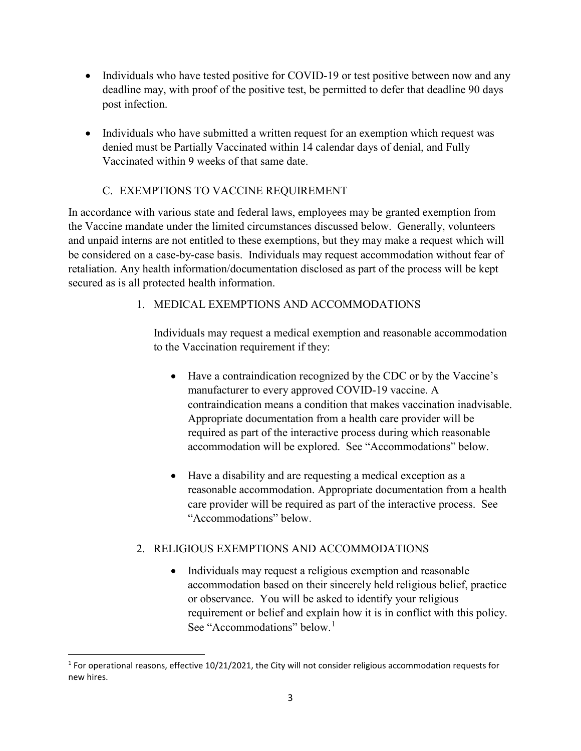- Individuals who have tested positive for COVID-19 or test positive between now and any deadline may, with proof of the positive test, be permitted to defer that deadline 90 days post infection.
- Individuals who have submitted a written request for an exemption which request was denied must be Partially Vaccinated within 14 calendar days of denial, and Fully Vaccinated within 9 weeks of that same date.

## C. EXEMPTIONS TO VACCINE REQUIREMENT

In accordance with various state and federal laws, employees may be granted exemption from the Vaccine mandate under the limited circumstances discussed below. Generally, volunteers and unpaid interns are not entitled to these exemptions, but they may make a request which will be considered on a case-by-case basis. Individuals may request accommodation without fear of retaliation. Any health information/documentation disclosed as part of the process will be kept secured as is all protected health information.

### 1. MEDICAL EXEMPTIONS AND ACCOMMODATIONS

Individuals may request a medical exemption and reasonable accommodation to the Vaccination requirement if they:

- Have a contraindication recognized by the CDC or by the Vaccine's manufacturer to every approved COVID-19 vaccine. A contraindication means a condition that makes vaccination inadvisable. Appropriate documentation from a health care provider will be required as part of the interactive process during which reasonable accommodation will be explored. See "Accommodations" below.
- Have a disability and are requesting a medical exception as a reasonable accommodation. Appropriate documentation from a health care provider will be required as part of the interactive process. See "Accommodations" below.

### 2. RELIGIOUS EXEMPTIONS AND ACCOMMODATIONS

- Individuals may request a religious exemption and reasonable accommodation based on their sincerely held religious belief, practice or observance. You will be asked to identify your religious requirement or belief and explain how it is in conflict with this policy. See "Accommodations" below.[1]

[1] For operational reasons, effective 10/21/2021, the City will not consider religious accommodation requests for new hires.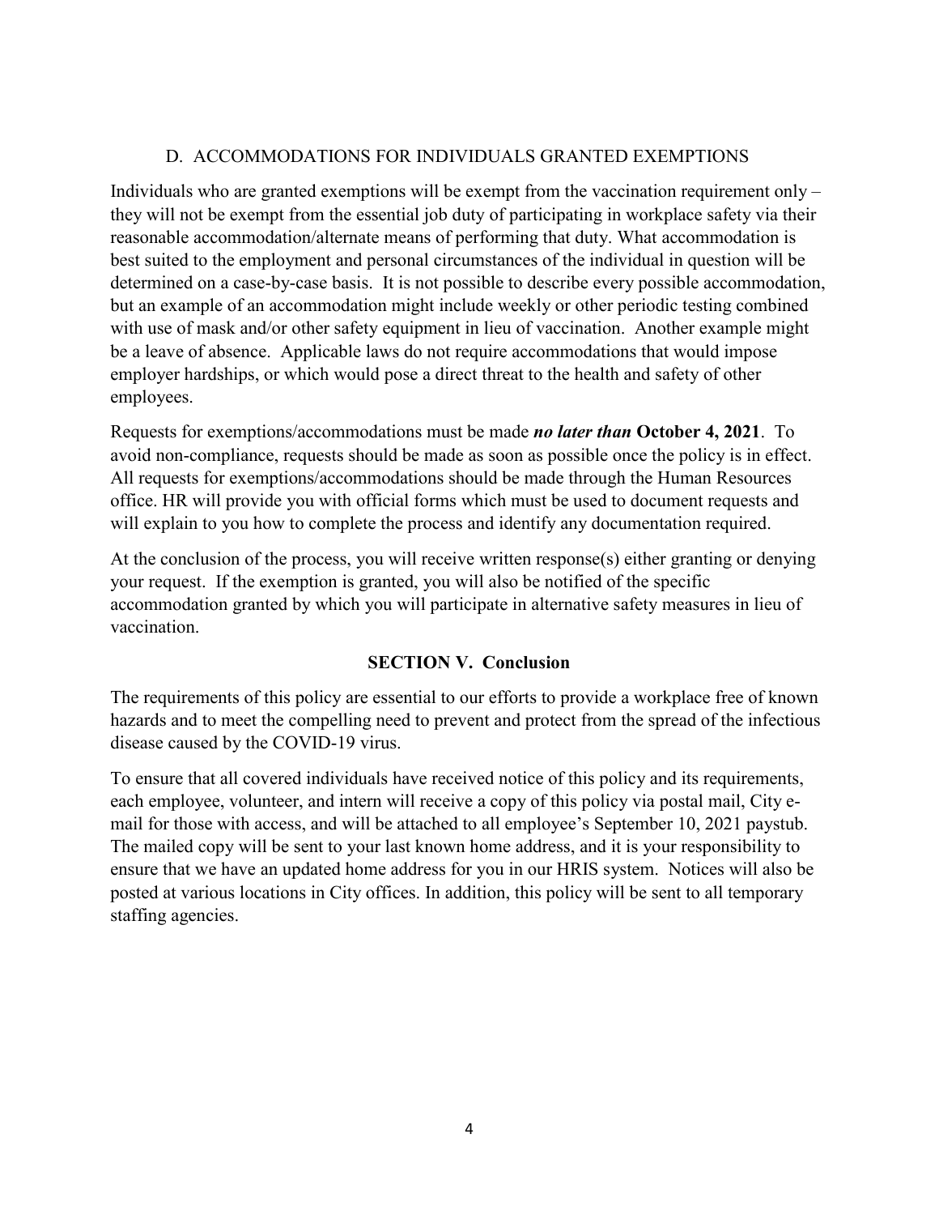### D. ACCOMMODATIONS FOR INDIVIDUALS GRANTED EXEMPTIONS

Individuals who are granted exemptions will be exempt from the vaccination requirement only – they will not be exempt from the essential job duty of participating in workplace safety via their reasonable accommodation/alternate means of performing that duty. What accommodation is best suited to the employment and personal circumstances of the individual in question will be determined on a case-by-case basis. It is not possible to describe every possible accommodation, but an example of an accommodation might include weekly or other periodic testing combined with use of mask and/or other safety equipment in lieu of vaccination. Another example might be a leave of absence. Applicable laws do not require accommodations that would impose employer hardships, or which would pose a direct threat to the health and safety of other employees.

Requests for exemptions/accommodations must be made ***no later than*** **October 4, 2021**. To avoid non-compliance, requests should be made as soon as possible once the policy is in effect. All requests for exemptions/accommodations should be made through the Human Resources office. HR will provide you with official forms which must be used to document requests and will explain to you how to complete the process and identify any documentation required.

At the conclusion of the process, you will receive written response(s) either granting or denying your request. If the exemption is granted, you will also be notified of the specific accommodation granted by which you will participate in alternative safety measures in lieu of vaccination.

## SECTION V. Conclusion

The requirements of this policy are essential to our efforts to provide a workplace free of known hazards and to meet the compelling need to prevent and protect from the spread of the infectious disease caused by the COVID-19 virus.

To ensure that all covered individuals have received notice of this policy and its requirements, each employee, volunteer, and intern will receive a copy of this policy via postal mail, City e-mail for those with access, and will be attached to all employee's September 10, 2021 paystub. The mailed copy will be sent to your last known home address, and it is your responsibility to ensure that we have an updated home address for you in our HRIS system. Notices will also be posted at various locations in City offices. In addition, this policy will be sent to all temporary staffing agencies.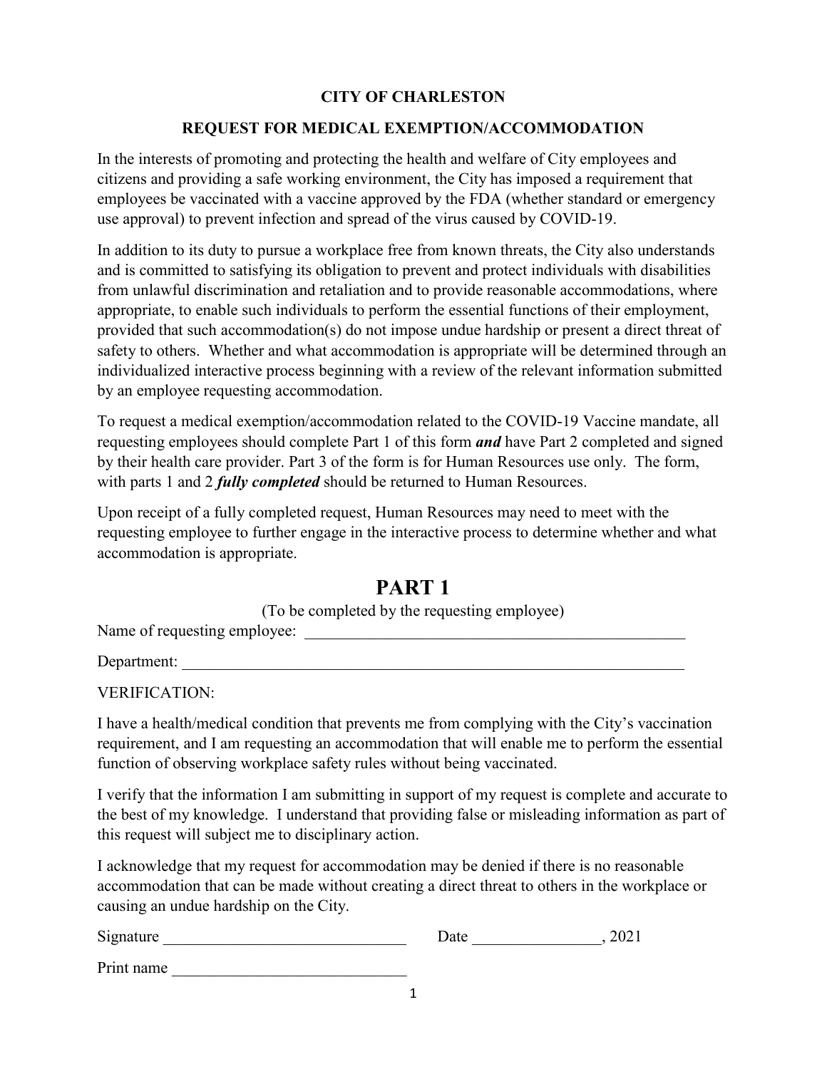**CITY OF CHARLESTON**

**REQUEST FOR MEDICAL EXEMPTION/ACCOMMODATION**

In the interests of promoting and protecting the health and welfare of City employees and citizens and providing a safe working environment, the City has imposed a requirement that employees be vaccinated with a vaccine approved by the FDA (whether standard or emergency use approval) to prevent infection and spread of the virus caused by COVID-19.

In addition to its duty to pursue a workplace free from known threats, the City also understands and is committed to satisfying its obligation to prevent and protect individuals with disabilities from unlawful discrimination and retaliation and to provide reasonable accommodations, where appropriate, to enable such individuals to perform the essential functions of their employment, provided that such accommodation(s) do not impose undue hardship or present a direct threat of safety to others. Whether and what accommodation is appropriate will be determined through an individualized interactive process beginning with a review of the relevant information submitted by an employee requesting accommodation.

To request a medical exemption/accommodation related to the COVID-19 Vaccine mandate, all requesting employees should complete Part 1 of this form ***and*** have Part 2 completed and signed by their health care provider. Part 3 of the form is for Human Resources use only. The form, with parts 1 and 2 ***fully completed*** should be returned to Human Resources.

Upon receipt of a fully completed request, Human Resources may need to meet with the requesting employee to further engage in the interactive process to determine whether and what accommodation is appropriate.

# PART 1

(To be completed by the requesting employee)

Name of requesting employee: ______________________________________________

Department: ______________________________________________________________

VERIFICATION:

I have a health/medical condition that prevents me from complying with the City's vaccination requirement, and I am requesting an accommodation that will enable me to perform the essential function of observing workplace safety rules without being vaccinated.

I verify that the information I am submitting in support of my request is complete and accurate to the best of my knowledge. I understand that providing false or misleading information as part of this request will subject me to disciplinary action.

I acknowledge that my request for accommodation may be denied if there is no reasonable accommodation that can be made without creating a direct threat to others in the workplace or causing an undue hardship on the City.

Signature ____________________________ Date _______________, 2021

Print name ____________________________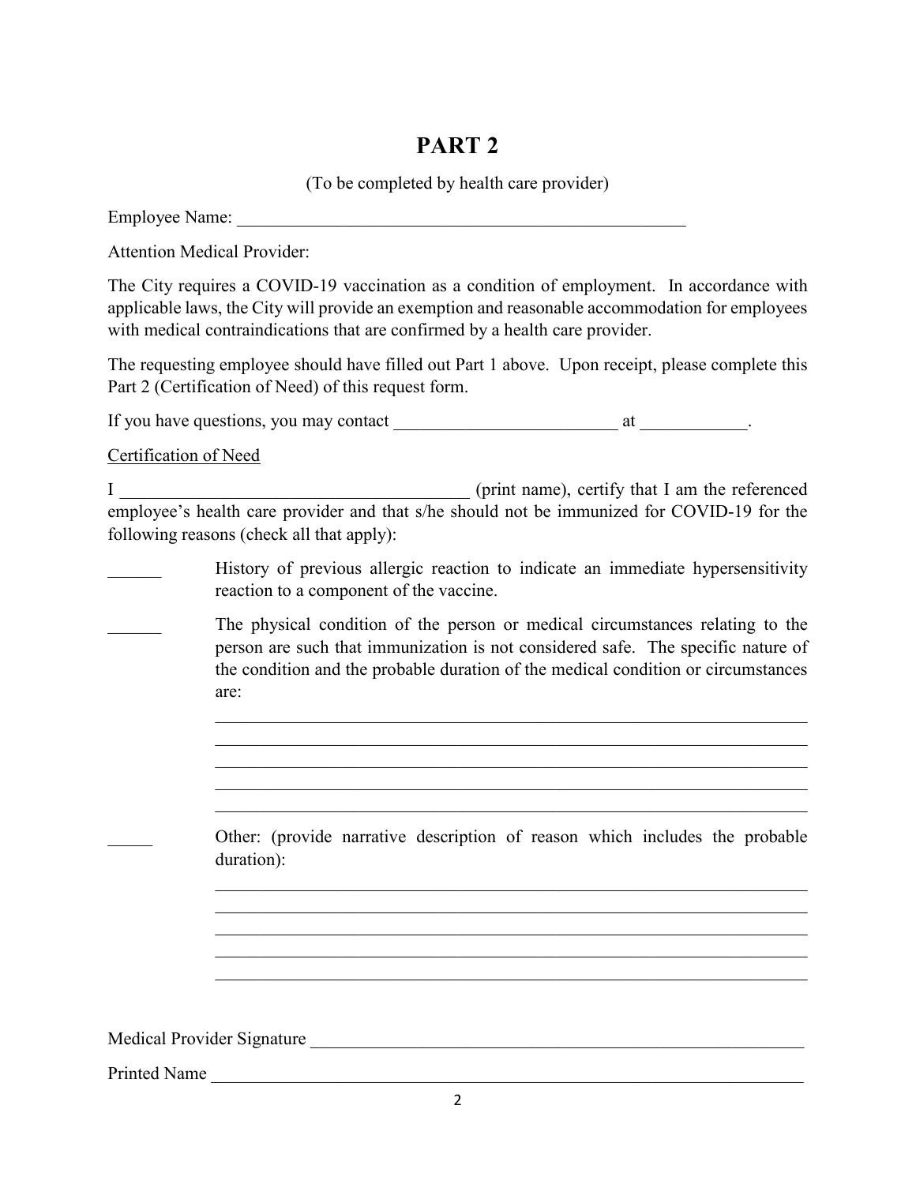# PART 2

(To be completed by health care provider)

Employee Name: _____________________________________________________

Attention Medical Provider:

The City requires a COVID-19 vaccination as a condition of employment. In accordance with applicable laws, the City will provide an exemption and reasonable accommodation for employees with medical contraindications that are confirmed by a health care provider.

The requesting employee should have filled out Part 1 above. Upon receipt, please complete this Part 2 (Certification of Need) of this request form.

If you have questions, you may contact _________________________ at ____________.

<u>Certification of Need</u>

I ______________________________________ (print name), certify that I am the referenced employee's health care provider and that s/he should not be immunized for COVID-19 for the following reasons (check all that apply):

______ History of previous allergic reaction to indicate an immediate hypersensitivity reaction to a component of the vaccine.

______ The physical condition of the person or medical circumstances relating to the person are such that immunization is not considered safe. The specific nature of the condition and the probable duration of the medical condition or circumstances are:

_________________________________________________________________
_________________________________________________________________
_________________________________________________________________
_________________________________________________________________
_________________________________________________________________

_____ Other: (provide narrative description of reason which includes the probable duration):

_________________________________________________________________
_________________________________________________________________
_________________________________________________________________
_________________________________________________________________
_________________________________________________________________

Medical Provider Signature ________________________________________________________

Printed Name _____________________________________________________________________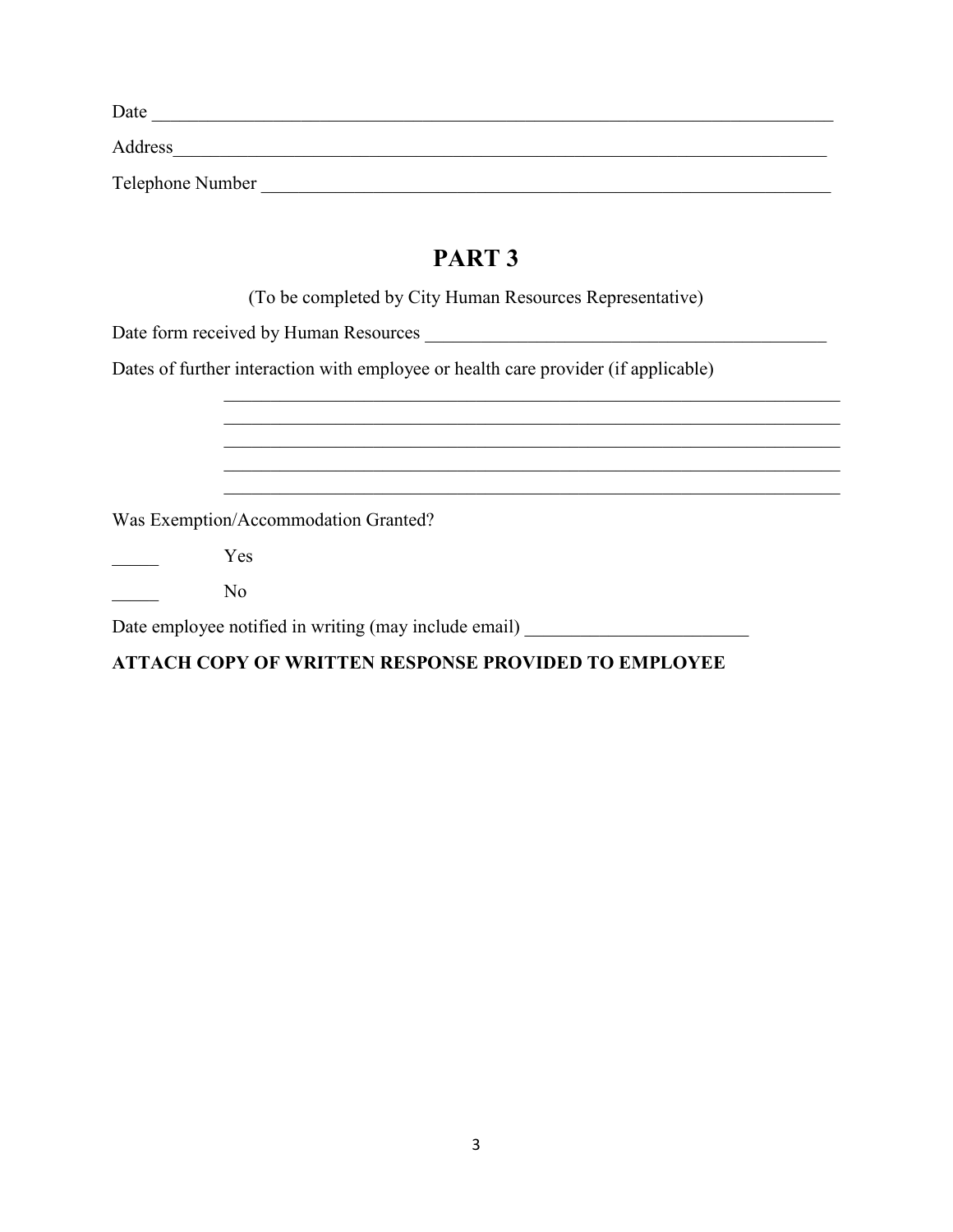Date ___________________________________________________________________________

Address_________________________________________________________________________

Telephone Number ______________________________________________________________

## PART 3

(To be completed by City Human Resources Representative)

Date form received by Human Resources _____________________________________________

Dates of further interaction with employee or health care provider (if applicable)

____________________________________________________________________

____________________________________________________________________

____________________________________________________________________

____________________________________________________________________

____________________________________________________________________

Was Exemption/Accommodation Granted?

_____ Yes

_____ No

Date employee notified in writing (may include email) ________________________

**ATTACH COPY OF WRITTEN RESPONSE PROVIDED TO EMPLOYEE**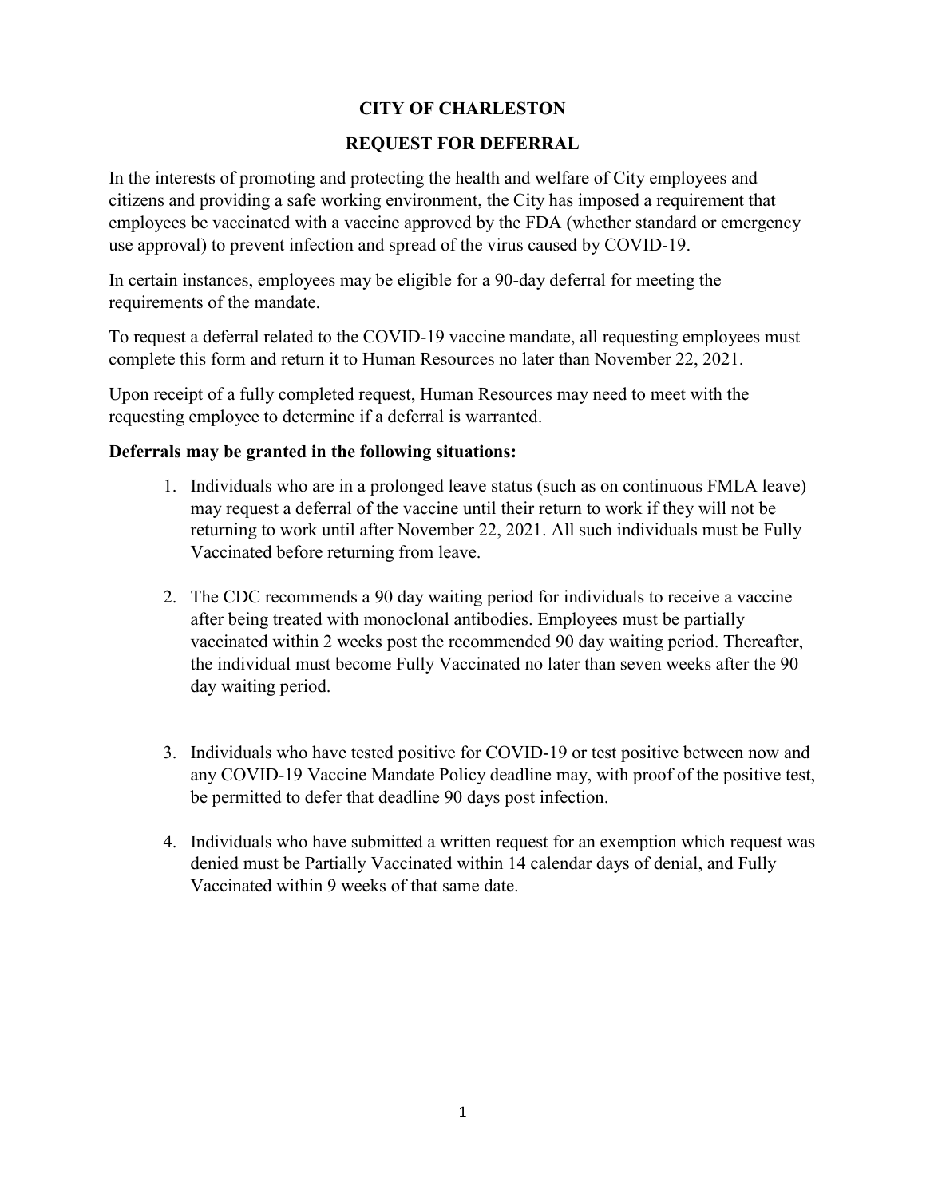# CITY OF CHARLESTON

## REQUEST FOR DEFERRAL

In the interests of promoting and protecting the health and welfare of City employees and citizens and providing a safe working environment, the City has imposed a requirement that employees be vaccinated with a vaccine approved by the FDA (whether standard or emergency use approval) to prevent infection and spread of the virus caused by COVID-19.

In certain instances, employees may be eligible for a 90-day deferral for meeting the requirements of the mandate.

To request a deferral related to the COVID-19 vaccine mandate, all requesting employees must complete this form and return it to Human Resources no later than November 22, 2021.

Upon receipt of a fully completed request, Human Resources may need to meet with the requesting employee to determine if a deferral is warranted.

**Deferrals may be granted in the following situations:**

1. Individuals who are in a prolonged leave status (such as on continuous FMLA leave) may request a deferral of the vaccine until their return to work if they will not be returning to work until after November 22, 2021. All such individuals must be Fully Vaccinated before returning from leave.

2. The CDC recommends a 90 day waiting period for individuals to receive a vaccine after being treated with monoclonal antibodies. Employees must be partially vaccinated within 2 weeks post the recommended 90 day waiting period. Thereafter, the individual must become Fully Vaccinated no later than seven weeks after the 90 day waiting period.

3. Individuals who have tested positive for COVID-19 or test positive between now and any COVID-19 Vaccine Mandate Policy deadline may, with proof of the positive test, be permitted to defer that deadline 90 days post infection.

4. Individuals who have submitted a written request for an exemption which request was denied must be Partially Vaccinated within 14 calendar days of denial, and Fully Vaccinated within 9 weeks of that same date.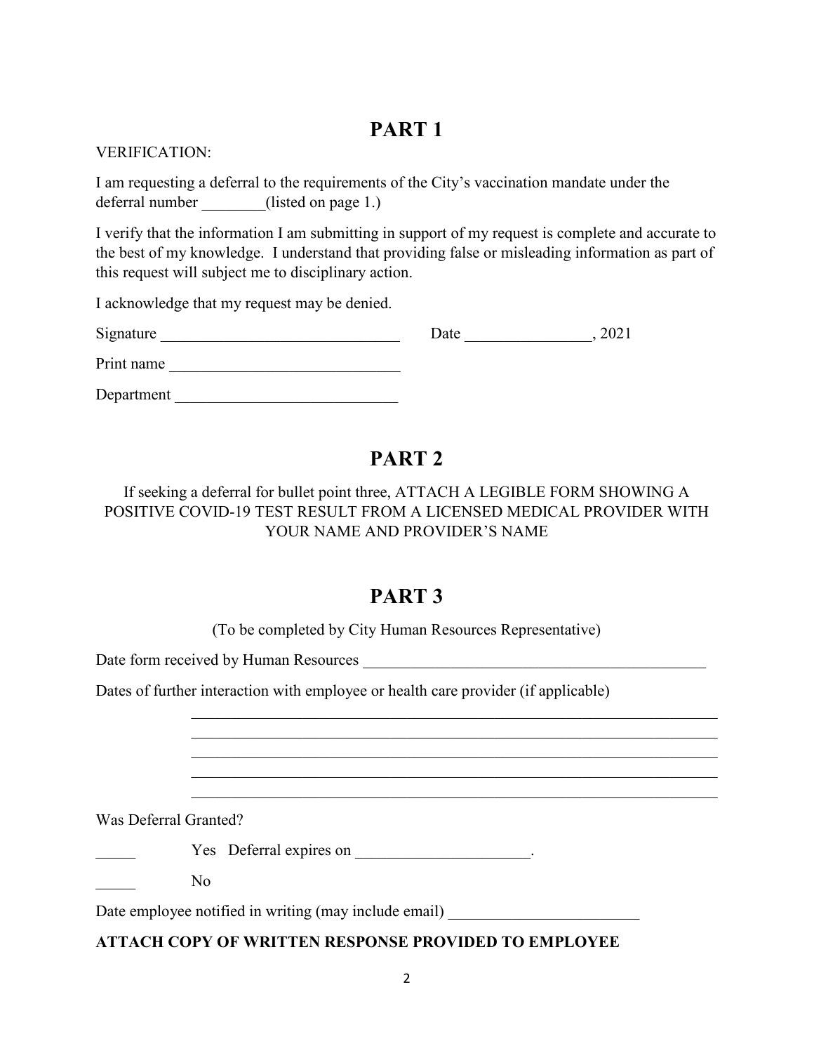# PART 1

VERIFICATION:

I am requesting a deferral to the requirements of the City's vaccination mandate under the deferral number ________(listed on page 1.)

I verify that the information I am submitting in support of my request is complete and accurate to the best of my knowledge. I understand that providing false or misleading information as part of this request will subject me to disciplinary action.

I acknowledge that my request may be denied.

Signature ______________________________ Date ________________, 2021

Print name _____________________________

Department ____________________________

# PART 2

If seeking a deferral for bullet point three, ATTACH A LEGIBLE FORM SHOWING A POSITIVE COVID-19 TEST RESULT FROM A LICENSED MEDICAL PROVIDER WITH YOUR NAME AND PROVIDER'S NAME

# PART 3

(To be completed by City Human Resources Representative)

Date form received by Human Resources _____________________________________________

Dates of further interaction with employee or health care provider (if applicable)

____________________________________________________________________

____________________________________________________________________

____________________________________________________________________

____________________________________________________________________

____________________________________________________________________

Was Deferral Granted?

_____ Yes Deferral expires on ______________________.

_____ No

Date employee notified in writing (may include email) ________________________

**ATTACH COPY OF WRITTEN RESPONSE PROVIDED TO EMPLOYEE**